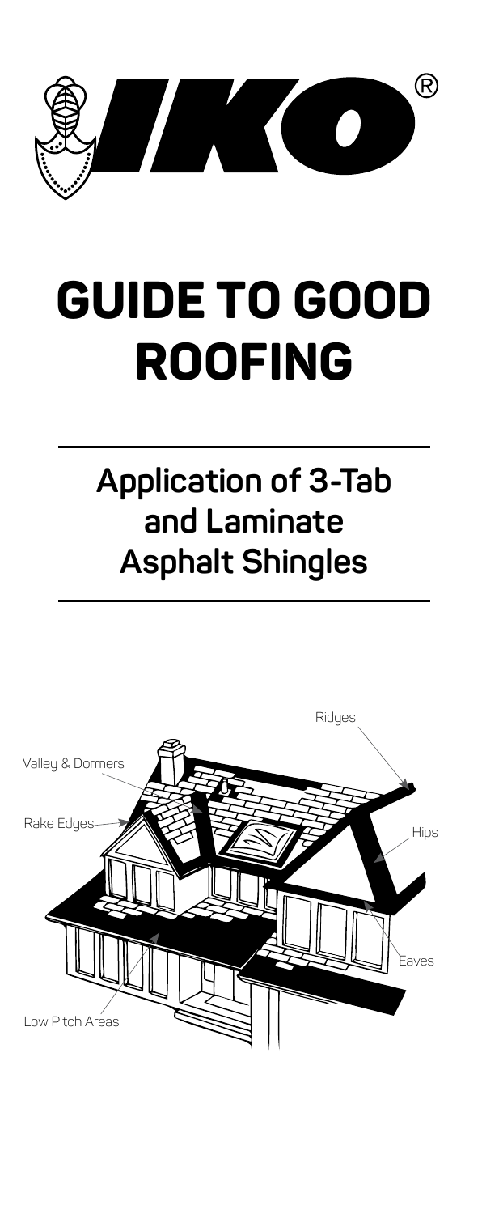IKO®

# GUIDE TO GOOD ROOFING

## Application of 3-Tab and Laminate Asphalt Shingles

Ridges

Valley & Dormers

Rake Edges

Hips

Eaves

Low Pitch Areas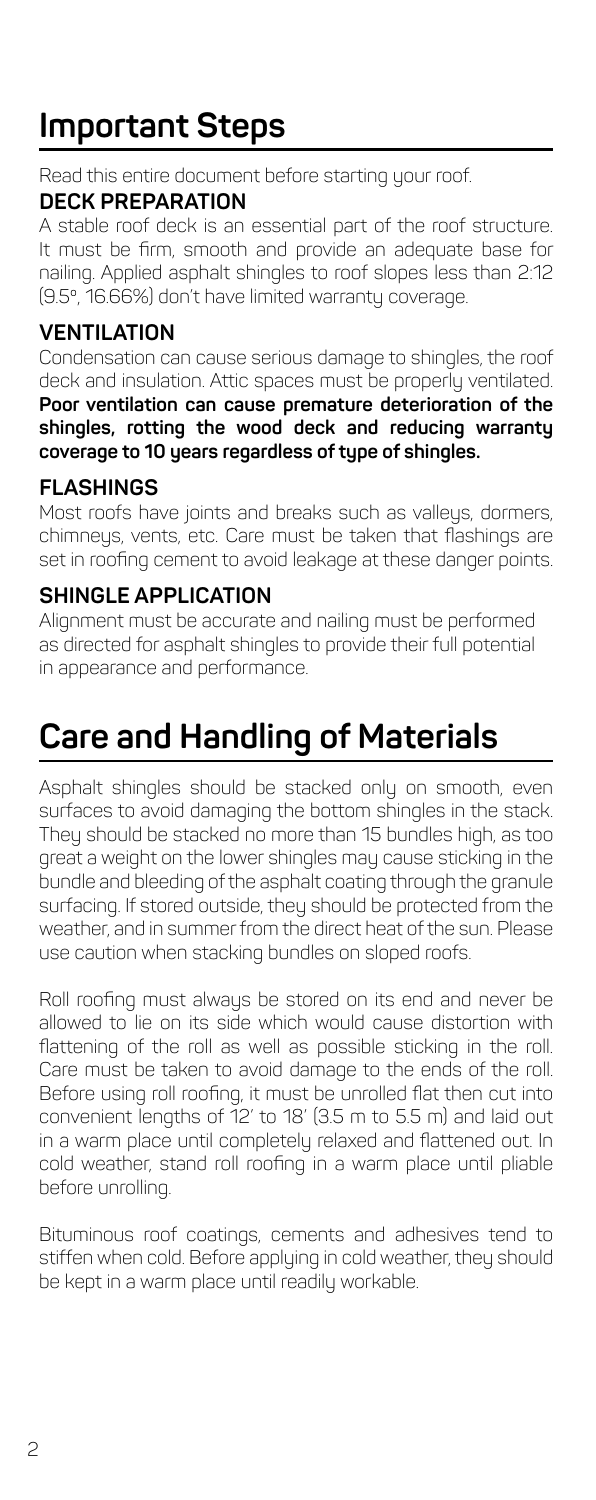# Important Steps

Read this entire document before starting your roof.

### DECK PREPARATION

A stable roof deck is an essential part of the roof structure. It must be firm, smooth and provide an adequate base for nailing. Applied asphalt shingles to roof slopes less than 2:12 (9.5°, 16.66%) don't have limited warranty coverage.

### VENTILATION

Condensation can cause serious damage to shingles, the roof deck and insulation. Attic spaces must be properly ventilated. **Poor ventilation can cause premature deterioration of the shingles, rotting the wood deck and reducing warranty coverage to 10 years regardless of type of shingles.**

### FLASHINGS

Most roofs have joints and breaks such as valleys, dormers, chimneys, vents, etc. Care must be taken that flashings are set in roofing cement to avoid leakage at these danger points.

### SHINGLE APPLICATION

Alignment must be accurate and nailing must be performed as directed for asphalt shingles to provide their full potential in appearance and performance.

# Care and Handling of Materials

Asphalt shingles should be stacked only on smooth, even surfaces to avoid damaging the bottom shingles in the stack. They should be stacked no more than 15 bundles high, as too great a weight on the lower shingles may cause sticking in the bundle and bleeding of the asphalt coating through the granule surfacing. If stored outside, they should be protected from the weather, and in summer from the direct heat of the sun. Please use caution when stacking bundles on sloped roofs.

Roll roofing must always be stored on its end and never be allowed to lie on its side which would cause distortion with flattening of the roll as well as possible sticking in the roll. Care must be taken to avoid damage to the ends of the roll. Before using roll roofing, it must be unrolled flat then cut into convenient lengths of 12' to 18' (3.5 m to 5.5 m) and laid out in a warm place until completely relaxed and flattened out. In cold weather, stand roll roofing in a warm place until pliable before unrolling.

Bituminous roof coatings, cements and adhesives tend to stiffen when cold. Before applying in cold weather, they should be kept in a warm place until readily workable.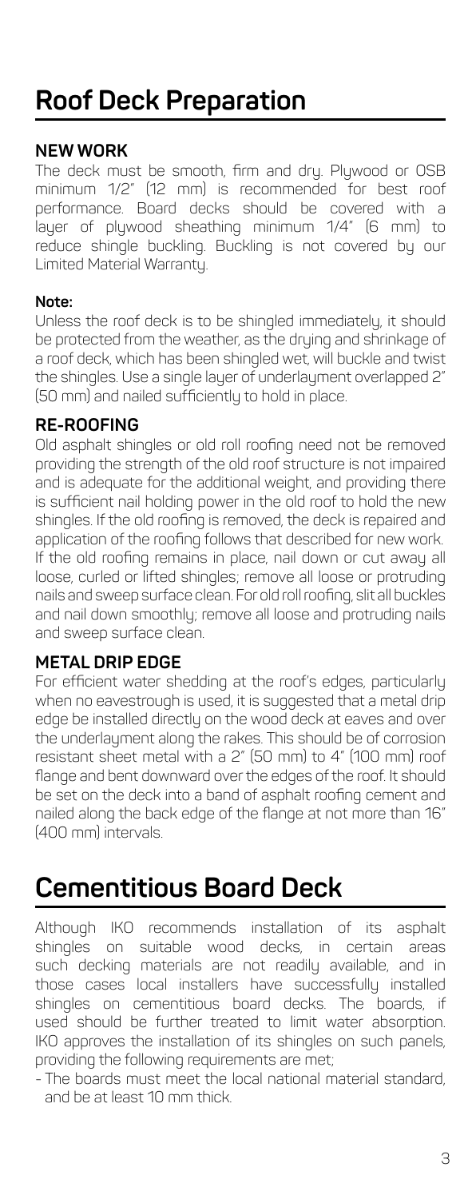# Roof Deck Preparation

### NEW WORK

The deck must be smooth, firm and dry. Plywood or OSB minimum 1/2" (12 mm) is recommended for best roof performance. Board decks should be covered with a layer of plywood sheathing minimum 1/4" (6 mm) to reduce shingle buckling. Buckling is not covered by our Limited Material Warranty.

**Note:**

Unless the roof deck is to be shingled immediately, it should be protected from the weather, as the drying and shrinkage of a roof deck, which has been shingled wet, will buckle and twist the shingles. Use a single layer of underlayment overlapped 2" (50 mm) and nailed sufficiently to hold in place.

### RE-ROOFING

Old asphalt shingles or old roll roofing need not be removed providing the strength of the old roof structure is not impaired and is adequate for the additional weight, and providing there is sufficient nail holding power in the old roof to hold the new shingles. If the old roofing is removed, the deck is repaired and application of the roofing follows that described for new work. If the old roofing remains in place, nail down or cut away all loose, curled or lifted shingles; remove all loose or protruding nails and sweep surface clean. For old roll roofing, slit all buckles and nail down smoothly; remove all loose and protruding nails and sweep surface clean.

### METAL DRIP EDGE

For efficient water shedding at the roof's edges, particularly when no eavestrough is used, it is suggested that a metal drip edge be installed directly on the wood deck at eaves and over the underlayment along the rakes. This should be of corrosion resistant sheet metal with a 2" (50 mm) to 4" (100 mm) roof flange and bent downward over the edges of the roof. It should be set on the deck into a band of asphalt roofing cement and nailed along the back edge of the flange at not more than 16" (400 mm) intervals.

# Cementitious Board Deck

Although IKO recommends installation of its asphalt shingles on suitable wood decks, in certain areas such decking materials are not readily available, and in those cases local installers have successfully installed shingles on cementitious board decks. The boards, if used should be further treated to limit water absorption. IKO approves the installation of its shingles on such panels, providing the following requirements are met;

- The boards must meet the local national material standard, and be at least 10 mm thick.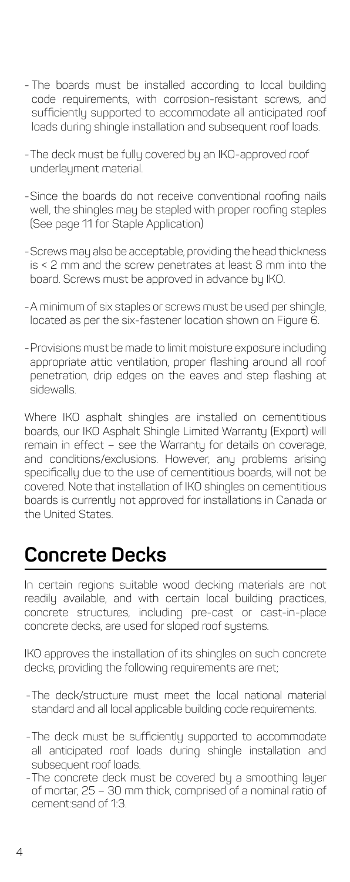- The boards must be installed according to local building code requirements, with corrosion-resistant screws, and sufficiently supported to accommodate all anticipated roof loads during shingle installation and subsequent roof loads.
- The deck must be fully covered by an IKO-approved roof underlayment material.
- Since the boards do not receive conventional roofing nails well, the shingles may be stapled with proper roofing staples (See page 11 for Staple Application)
- Screws may also be acceptable, providing the head thickness is < 2 mm and the screw penetrates at least 8 mm into the board. Screws must be approved in advance by IKO.
- A minimum of six staples or screws must be used per shingle, located as per the six-fastener location shown on Figure 6.
- Provisions must be made to limit moisture exposure including appropriate attic ventilation, proper flashing around all roof penetration, drip edges on the eaves and step flashing at sidewalls.

Where IKO asphalt shingles are installed on cementitious boards, our IKO Asphalt Shingle Limited Warranty (Export) will remain in effect – see the Warranty for details on coverage, and conditions/exclusions. However, any problems arising specifically due to the use of cementitious boards, will not be covered. Note that installation of IKO shingles on cementitious boards is currently not approved for installations in Canada or the United States.

## Concrete Decks

In certain regions suitable wood decking materials are not readily available, and with certain local building practices, concrete structures, including pre-cast or cast-in-place concrete decks, are used for sloped roof systems.

IKO approves the installation of its shingles on such concrete decks, providing the following requirements are met;

- The deck/structure must meet the local national material standard and all local applicable building code requirements.
- The deck must be sufficiently supported to accommodate all anticipated roof loads during shingle installation and subsequent roof loads.
- The concrete deck must be covered by a smoothing layer of mortar, 25 – 30 mm thick, comprised of a nominal ratio of cement:sand of 1:3.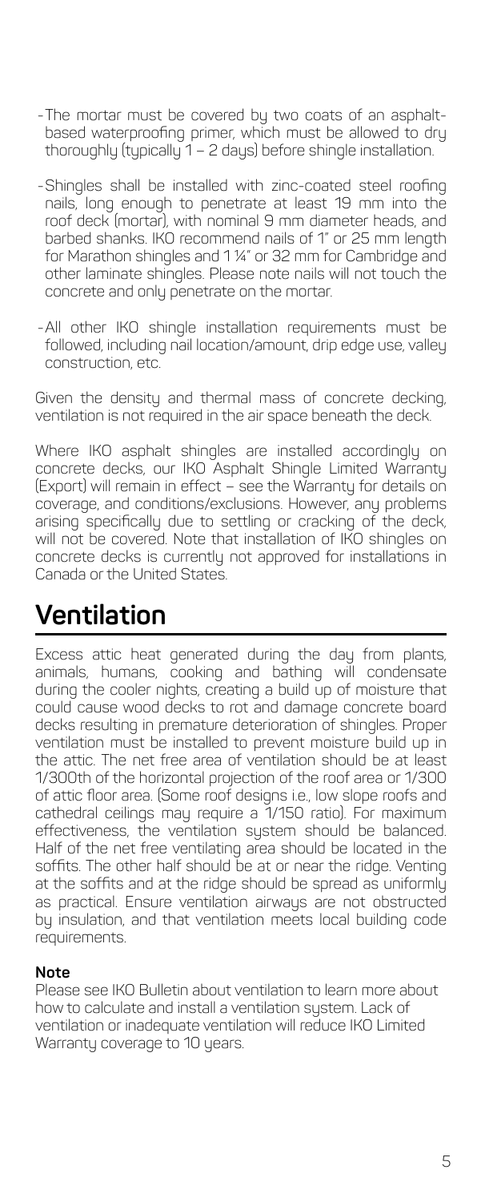- The mortar must be covered by two coats of an asphalt-based waterproofing primer, which must be allowed to dry thoroughly (typically 1 – 2 days) before shingle installation.
- Shingles shall be installed with zinc-coated steel roofing nails, long enough to penetrate at least 19 mm into the roof deck (mortar), with nominal 9 mm diameter heads, and barbed shanks. IKO recommend nails of 1" or 25 mm length for Marathon shingles and 1 ¼" or 32 mm for Cambridge and other laminate shingles. Please note nails will not touch the concrete and only penetrate on the mortar.
- All other IKO shingle installation requirements must be followed, including nail location/amount, drip edge use, valley construction, etc.

Given the density and thermal mass of concrete decking, ventilation is not required in the air space beneath the deck.

Where IKO asphalt shingles are installed accordingly on concrete decks, our IKO Asphalt Shingle Limited Warranty (Export) will remain in effect – see the Warranty for details on coverage, and conditions/exclusions. However, any problems arising specifically due to settling or cracking of the deck, will not be covered. Note that installation of IKO shingles on concrete decks is currently not approved for installations in Canada or the United States.

## Ventilation

Excess attic heat generated during the day from plants, animals, humans, cooking and bathing will condensate during the cooler nights, creating a build up of moisture that could cause wood decks to rot and damage concrete board decks resulting in premature deterioration of shingles. Proper ventilation must be installed to prevent moisture build up in the attic. The net free area of ventilation should be at least 1/300th of the horizontal projection of the roof area or 1/300 of attic floor area. (Some roof designs i.e., low slope roofs and cathedral ceilings may require a 1/150 ratio). For maximum effectiveness, the ventilation system should be balanced. Half of the net free ventilating area should be located in the soffits. The other half should be at or near the ridge. Venting at the soffits and at the ridge should be spread as uniformly as practical. Ensure ventilation airways are not obstructed by insulation, and that ventilation meets local building code requirements.

**Note**

Please see IKO Bulletin about ventilation to learn more about how to calculate and install a ventilation system. Lack of ventilation or inadequate ventilation will reduce IKO Limited Warranty coverage to 10 years.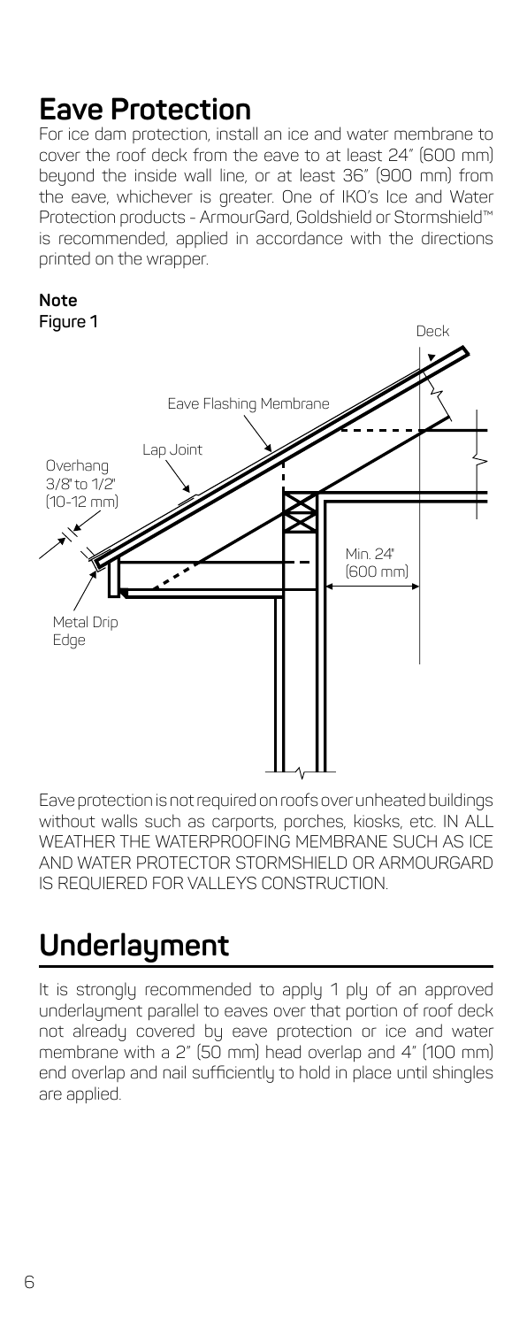## Eave Protection

For ice dam protection, install an ice and water membrane to cover the roof deck from the eave to at least 24" (600 mm) beyond the inside wall line, or at least 36" (900 mm) from the eave, whichever is greater. One of IKO's Ice and Water Protection products - ArmourGard, Goldshield or Stormshield™ is recommended, applied in accordance with the directions printed on the wrapper.

**Note**
Figure 1

Eave protection is not required on roofs over unheated buildings without walls such as carports, porches, kiosks, etc. IN ALL WEATHER THE WATERPROOFING MEMBRANE SUCH AS ICE AND WATER PROTECTOR STORMSHIELD OR ARMOURGARD IS REQUIERED FOR VALLEYS CONSTRUCTION.

## Underlayment

It is strongly recommended to apply 1 ply of an approved underlayment parallel to eaves over that portion of roof deck not already covered by eave protection or ice and water membrane with a 2" (50 mm) head overlap and 4" (100 mm) end overlap and nail sufficiently to hold in place until shingles are applied.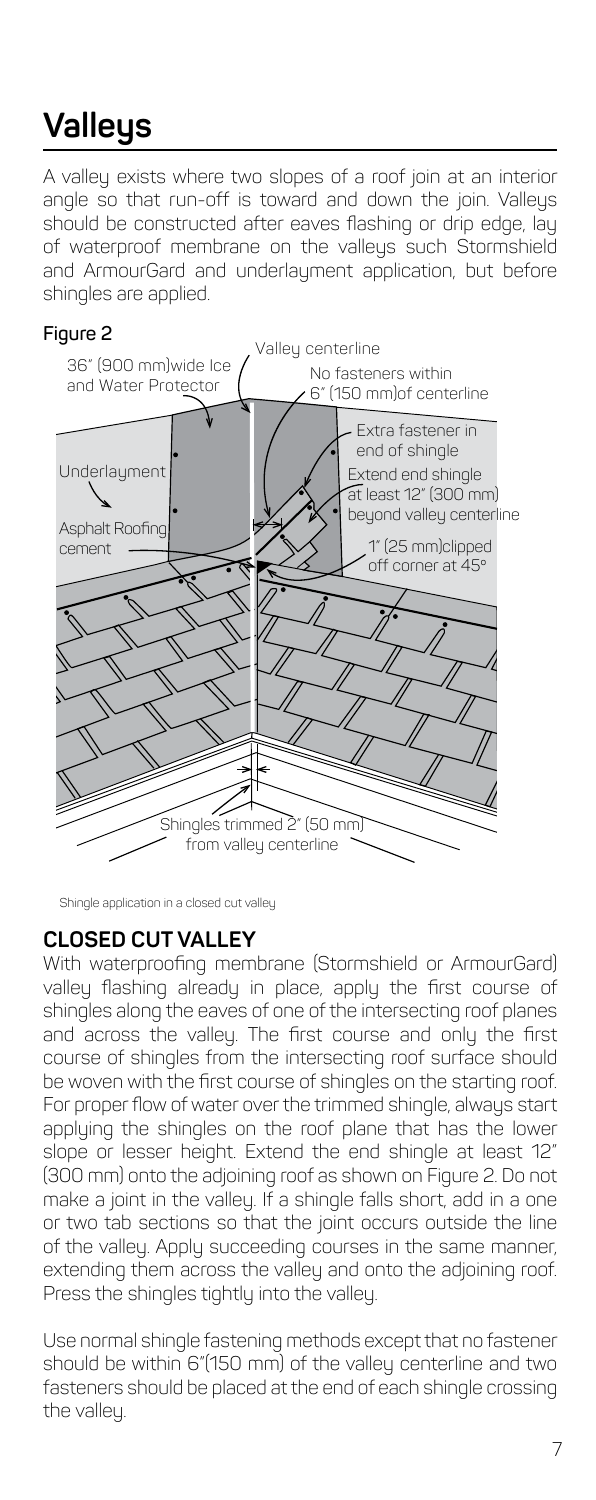# Valleys

A valley exists where two slopes of a roof join at an interior angle so that run-off is toward and down the join. Valleys should be constructed after eaves flashing or drip edge, lay of waterproof membrane on the valleys such Stormshield and ArmourGard and underlayment application, but before shingles are applied.

**Figure 2**

Valley centerline

36" (900 mm)wide Ice and Water Protector

No fasteners within 6" (150 mm)of centerline

Extra fastener in end of shingle

Underlayment

Extend end shingle at least 12" (300 mm) beyond valley centerline

Asphalt Roofing cement

1" (25 mm)clipped off corner at 45°

Shingles trimmed 2" (50 mm) from valley centerline

Shingle application in a closed cut valley

## CLOSED CUT VALLEY

With waterproofing membrane (Stormshield or ArmourGard) valley flashing already in place, apply the first course of shingles along the eaves of one of the intersecting roof planes and across the valley. The first course and only the first course of shingles from the intersecting roof surface should be woven with the first course of shingles on the starting roof. For proper flow of water over the trimmed shingle, always start applying the shingles on the roof plane that has the lower slope or lesser height. Extend the end shingle at least 12" (300 mm) onto the adjoining roof as shown on Figure 2. Do not make a joint in the valley. If a shingle falls short, add in a one or two tab sections so that the joint occurs outside the line of the valley. Apply succeeding courses in the same manner, extending them across the valley and onto the adjoining roof. Press the shingles tightly into the valley.

Use normal shingle fastening methods except that no fastener should be within 6"(150 mm) of the valley centerline and two fasteners should be placed at the end of each shingle crossing the valley.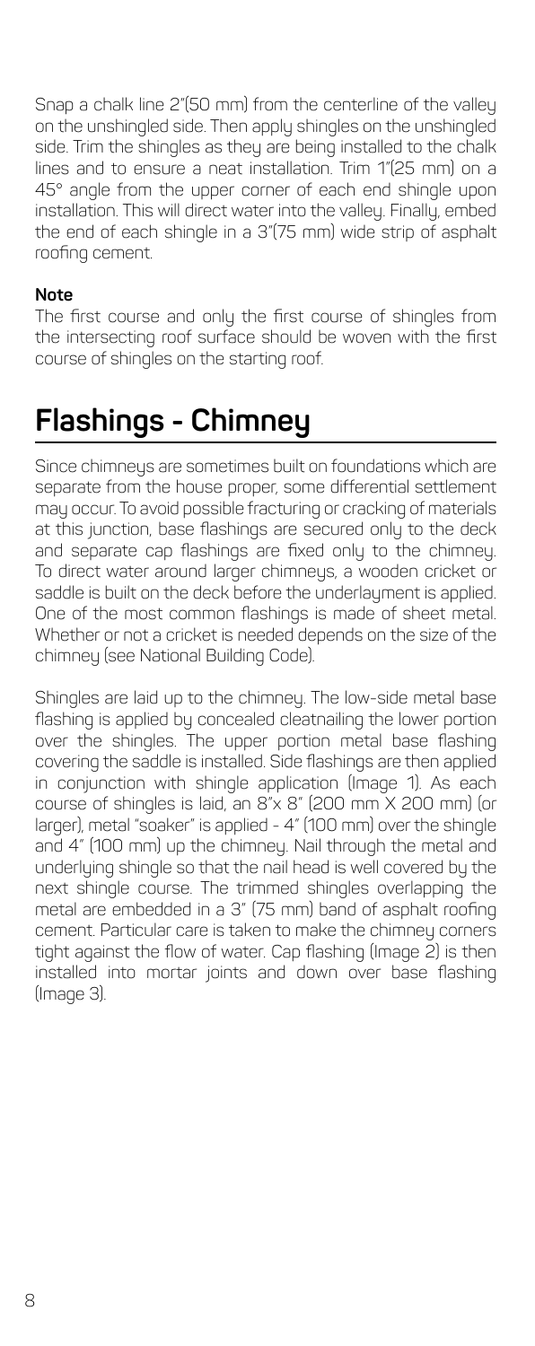Snap a chalk line 2"(50 mm) from the centerline of the valley on the unshingled side. Then apply shingles on the unshingled side. Trim the shingles as they are being installed to the chalk lines and to ensure a neat installation. Trim 1"(25 mm) on a 45° angle from the upper corner of each end shingle upon installation. This will direct water into the valley. Finally, embed the end of each shingle in a 3"(75 mm) wide strip of asphalt roofing cement.

**Note**

The first course and only the first course of shingles from the intersecting roof surface should be woven with the first course of shingles on the starting roof.

# Flashings - Chimney

Since chimneys are sometimes built on foundations which are separate from the house proper, some differential settlement may occur. To avoid possible fracturing or cracking of materials at this junction, base flashings are secured only to the deck and separate cap flashings are fixed only to the chimney. To direct water around larger chimneys, a wooden cricket or saddle is built on the deck before the underlayment is applied. One of the most common flashings is made of sheet metal. Whether or not a cricket is needed depends on the size of the chimney (see National Building Code).

Shingles are laid up to the chimney. The low-side metal base flashing is applied by concealed cleatnailing the lower portion over the shingles. The upper portion metal base flashing covering the saddle is installed. Side flashings are then applied in conjunction with shingle application (Image 1). As each course of shingles is laid, an 8"x 8" (200 mm X 200 mm) (or larger), metal "soaker" is applied - 4" (100 mm) over the shingle and 4" (100 mm) up the chimney. Nail through the metal and underlying shingle so that the nail head is well covered by the next shingle course. The trimmed shingles overlapping the metal are embedded in a 3" (75 mm) band of asphalt roofing cement. Particular care is taken to make the chimney corners tight against the flow of water. Cap flashing (Image 2) is then installed into mortar joints and down over base flashing (Image 3).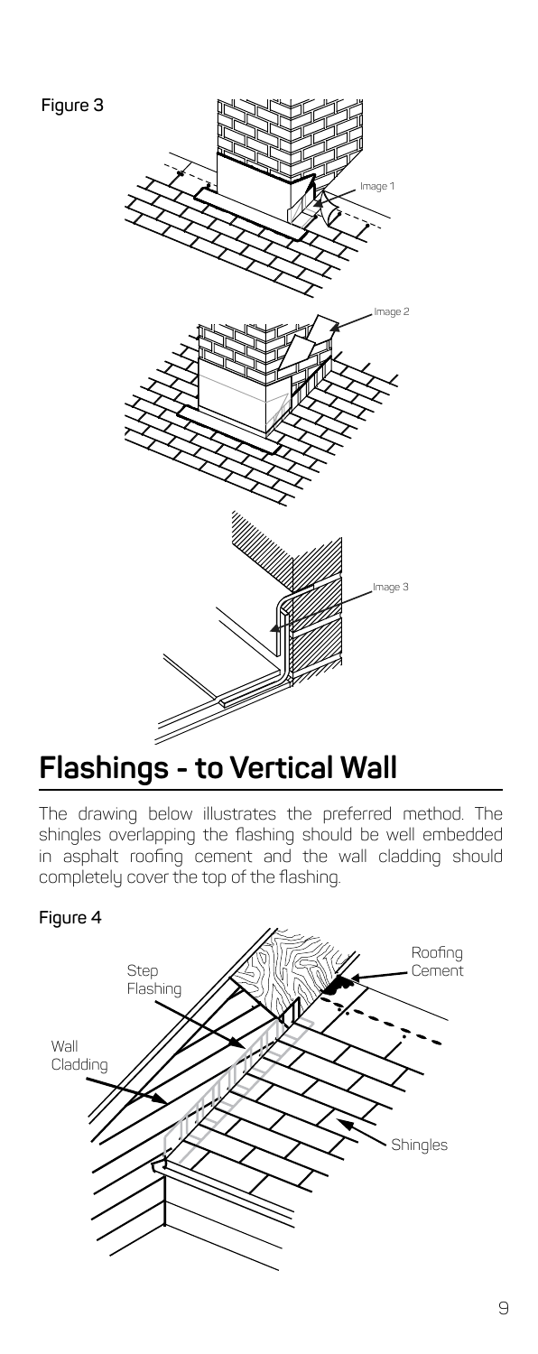Figure 3

## Flashings - to Vertical Wall

The drawing below illustrates the preferred method. The shingles overlapping the flashing should be well embedded in asphalt roofing cement and the wall cladding should completely cover the top of the flashing.

Figure 4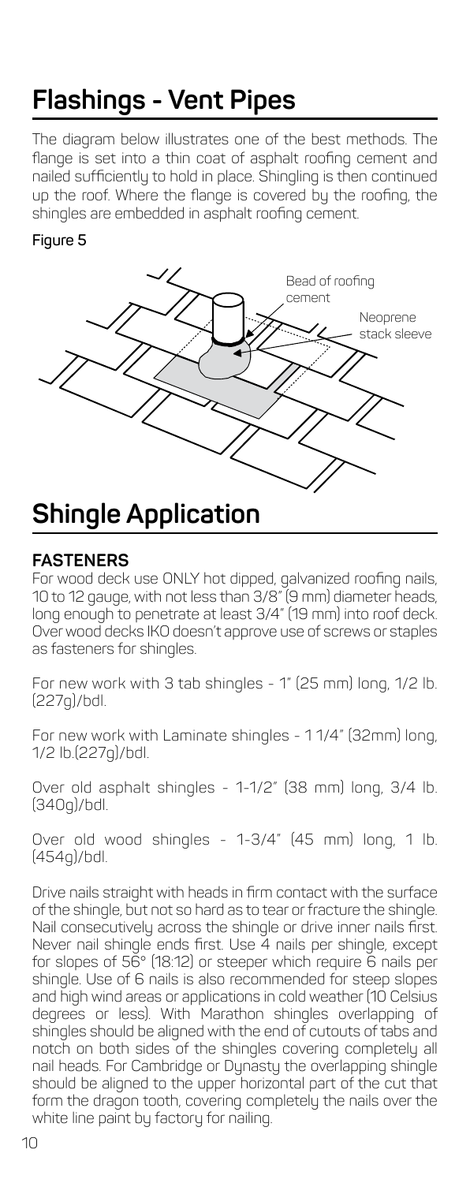# Flashings - Vent Pipes

The diagram below illustrates one of the best methods. The flange is set into a thin coat of asphalt roofing cement and nailed sufficiently to hold in place. Shingling is then continued up the roof. Where the flange is covered by the roofing, the shingles are embedded in asphalt roofing cement.

Figure 5

Bead of roofing cement

Neoprene stack sleeve

# Shingle Application

### FASTENERS

For wood deck use ONLY hot dipped, galvanized roofing nails, 10 to 12 gauge, with not less than 3/8" (9 mm) diameter heads, long enough to penetrate at least 3/4" (19 mm) into roof deck. Over wood decks IKO doesn't approve use of screws or staples as fasteners for shingles.

For new work with 3 tab shingles - 1" (25 mm) long, 1/2 lb. (227g)/bdl.

For new work with Laminate shingles - 1 1/4" (32mm) long, 1/2 lb.(227g)/bdl.

Over old asphalt shingles - 1-1/2" (38 mm) long, 3/4 lb. (340g)/bdl.

Over old wood shingles - 1-3/4" (45 mm) long, 1 lb. (454g)/bdl.

Drive nails straight with heads in firm contact with the surface of the shingle, but not so hard as to tear or fracture the shingle. Nail consecutively across the shingle or drive inner nails first. Never nail shingle ends first. Use 4 nails per shingle, except for slopes of 56° (18:12) or steeper which require 6 nails per shingle. Use of 6 nails is also recommended for steep slopes and high wind areas or applications in cold weather (10 Celsius degrees or less). With Marathon shingles overlapping of shingles should be aligned with the end of cutouts of tabs and notch on both sides of the shingles covering completely all nail heads. For Cambridge or Dynasty the overlapping shingle should be aligned to the upper horizontal part of the cut that form the dragon tooth, covering completely the nails over the white line paint by factory for nailing.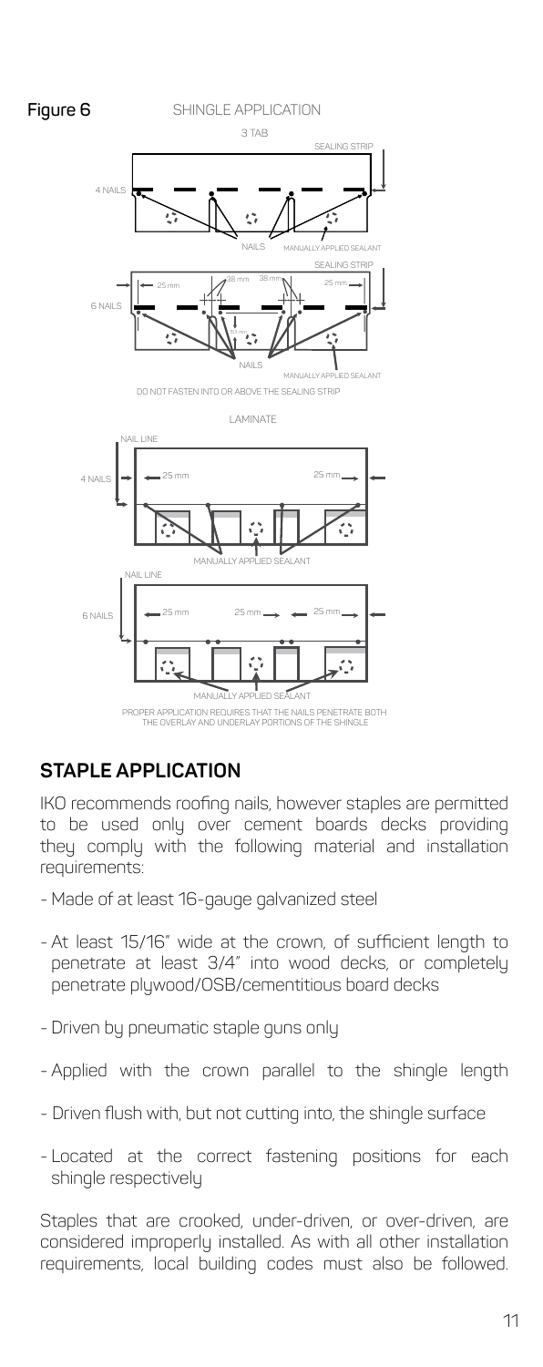**Figure 6** SHINGLE APPLICATION

3 TAB

SEALING STRIP

4 NAILS

NAILS

MANUALLY APPLIED SEALANT

SEALING STRIP

25 mm

38 mm

38 mm

25 mm

6 NAILS

51 mm

NAILS

MANUALLY APPLIED SEALANT

DO NOT FASTEN INTO OR ABOVE THE SEALING STRIP

LAMINATE

NAIL LINE

4 NAILS

25 mm

25 mm

MANUALLY APPLIED SEALANT

NAIL LINE

6 NAILS

25 mm

25 mm

25 mm

MANUALLY APPLIED SEALANT

PROPER APPLICATION REQUIRES THAT THE NAILS PENETRATE BOTH THE OVERLAY AND UNDERLAY PORTIONS OF THE SHINGLE

## STAPLE APPLICATION

IKO recommends roofing nails, however staples are permitted to be used only over cement boards decks providing they comply with the following material and installation requirements:

- Made of at least 16-gauge galvanized steel
- At least 15/16" wide at the crown, of sufficient length to penetrate at least 3/4" into wood decks, or completely penetrate plywood/OSB/cementitious board decks
- Driven by pneumatic staple guns only
- Applied with the crown parallel to the shingle length
- Driven flush with, but not cutting into, the shingle surface
- Located at the correct fastening positions for each shingle respectively

Staples that are crooked, under-driven, or over-driven, are considered improperly installed. As with all other installation requirements, local building codes must also be followed.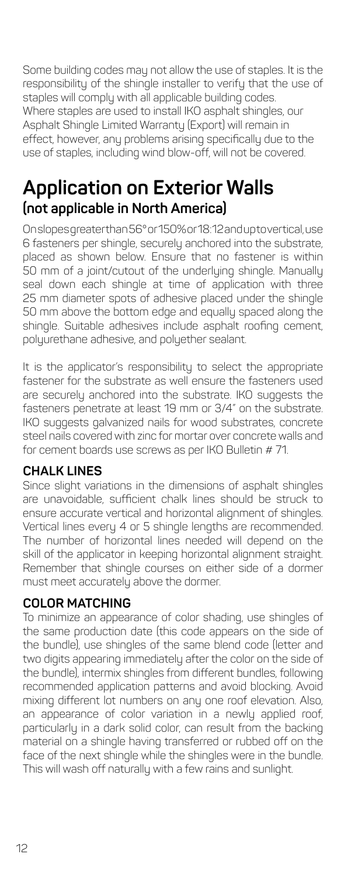Some building codes may not allow the use of staples. It is the responsibility of the shingle installer to verify that the use of staples will comply with all applicable building codes. Where staples are used to install IKO asphalt shingles, our Asphalt Shingle Limited Warranty (Export) will remain in effect, however, any problems arising specifically due to the use of staples, including wind blow-off, will not be covered.

## Application on Exterior Walls
### (not applicable in North America)

On slopes greater than 56° or 150% or 18:12 and up to vertical, use 6 fasteners per shingle, securely anchored into the substrate, placed as shown below. Ensure that no fastener is within 50 mm of a joint/cutout of the underlying shingle. Manually seal down each shingle at time of application with three 25 mm diameter spots of adhesive placed under the shingle 50 mm above the bottom edge and equally spaced along the shingle. Suitable adhesives include asphalt roofing cement, polyurethane adhesive, and polyether sealant.

It is the applicator's responsibility to select the appropriate fastener for the substrate as well ensure the fasteners used are securely anchored into the substrate. IKO suggests the fasteners penetrate at least 19 mm or 3/4" on the substrate. IKO suggests galvanized nails for wood substrates, concrete steel nails covered with zinc for mortar over concrete walls and for cement boards use screws as per IKO Bulletin # 71.

### CHALK LINES

Since slight variations in the dimensions of asphalt shingles are unavoidable, sufficient chalk lines should be struck to ensure accurate vertical and horizontal alignment of shingles. Vertical lines every 4 or 5 shingle lengths are recommended. The number of horizontal lines needed will depend on the skill of the applicator in keeping horizontal alignment straight. Remember that shingle courses on either side of a dormer must meet accurately above the dormer.

### COLOR MATCHING

To minimize an appearance of color shading, use shingles of the same production date (this code appears on the side of the bundle), use shingles of the same blend code (letter and two digits appearing immediately after the color on the side of the bundle), intermix shingles from different bundles, following recommended application patterns and avoid blocking. Avoid mixing different lot numbers on any one roof elevation. Also, an appearance of color variation in a newly applied roof, particularly in a dark solid color, can result from the backing material on a shingle having transferred or rubbed off on the face of the next shingle while the shingles were in the bundle. This will wash off naturally with a few rains and sunlight.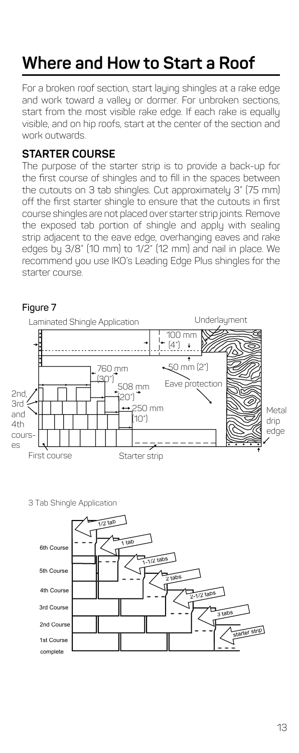# Where and How to Start a Roof

For a broken roof section, start laying shingles at a rake edge and work toward a valley or dormer. For unbroken sections, start from the most visible rake edge. If each rake is equally visible, and on hip roofs, start at the center of the section and work outwards.

## STARTER COURSE

The purpose of the starter strip is to provide a back-up for the first course of shingles and to fill in the spaces between the cutouts on 3 tab shingles. Cut approximately 3" (75 mm) off the first starter shingle to ensure that the cutouts in first course shingles are not placed over starter strip joints. Remove the exposed tab portion of shingle and apply with sealing strip adjacent to the eave edge, overhanging eaves and rake edges by 3/8" (10 mm) to 1/2" (12 mm) and nail in place. We recommend you use IKO's Leading Edge Plus shingles for the starter course.

**Figure 7**

Laminated Shingle Application

Underlayment

100 mm (4")

50 mm (2")

760 mm (30")

508 mm (20")

250 mm (10")

Eave protection

2nd, 3rd and 4th courses

Metal drip edge

First course

Starter strip

3 Tab Shingle Application

1/2 tab

1 tab

1-1/2 tabs

2 tabs

2-1/2 tabs

3 tabs

starter strip

6th Course

5th Course

4th Course

3rd Course

2nd Course

1st Course complete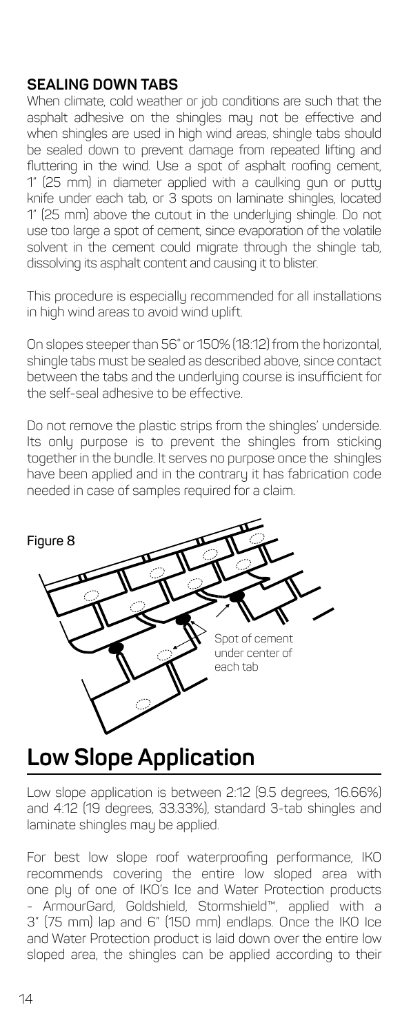### SEALING DOWN TABS

When climate, cold weather or job conditions are such that the asphalt adhesive on the shingles may not be effective and when shingles are used in high wind areas, shingle tabs should be sealed down to prevent damage from repeated lifting and fluttering in the wind. Use a spot of asphalt roofing cement, 1" (25 mm) in diameter applied with a caulking gun or putty knife under each tab, or 3 spots on laminate shingles, located 1" (25 mm) above the cutout in the underlying shingle. Do not use too large a spot of cement, since evaporation of the volatile solvent in the cement could migrate through the shingle tab, dissolving its asphalt content and causing it to blister.

This procedure is especially recommended for all installations in high wind areas to avoid wind uplift.

On slopes steeper than 56° or 150% (18:12) from the horizontal, shingle tabs must be sealed as described above, since contact between the tabs and the underlying course is insufficient for the self-seal adhesive to be effective.

Do not remove the plastic strips from the shingles' underside. Its only purpose is to prevent the shingles from sticking together in the bundle. It serves no purpose once the shingles have been applied and in the contrary it has fabrication code needed in case of samples required for a claim.

Figure 8

Spot of cement under center of each tab

## Low Slope Application

Low slope application is between 2:12 (9.5 degrees, 16.66%) and 4:12 (19 degrees, 33.33%), standard 3-tab shingles and laminate shingles may be applied.

For best low slope roof waterproofing performance, IKO recommends covering the entire low sloped area with one ply of one of IKO's Ice and Water Protection products - ArmourGard, Goldshield, Stormshield™, applied with a 3" (75 mm) lap and 6" (150 mm) endlaps. Once the IKO Ice and Water Protection product is laid down over the entire low sloped area, the shingles can be applied according to their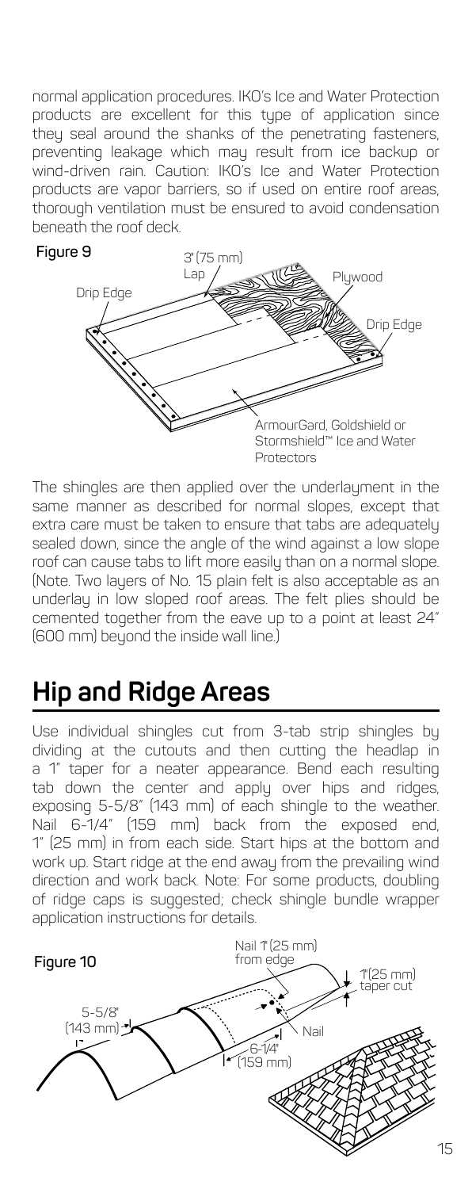normal application procedures. IKO's Ice and Water Protection products are excellent for this type of application since they seal around the shanks of the penetrating fasteners, preventing leakage which may result from ice backup or wind-driven rain. Caution: IKO's Ice and Water Protection products are vapor barriers, so if used on entire roof areas, thorough ventilation must be ensured to avoid condensation beneath the roof deck.

**Figure 9**

3" (75 mm) Lap

Plywood

Drip Edge

Drip Edge

ArmourGard, Goldshield or Stormshield™ Ice and Water Protectors

The shingles are then applied over the underlayment in the same manner as described for normal slopes, except that extra care must be taken to ensure that tabs are adequately sealed down, since the angle of the wind against a low slope roof can cause tabs to lift more easily than on a normal slope. (Note. Two layers of No. 15 plain felt is also acceptable as an underlay in low sloped roof areas. The felt plies should be cemented together from the eave up to a point at least 24" (600 mm) beyond the inside wall line.)

## Hip and Ridge Areas

Use individual shingles cut from 3-tab strip shingles by dividing at the cutouts and then cutting the headlap in a 1" taper for a neater appearance. Bend each resulting tab down the center and apply over hips and ridges, exposing 5-5/8" (143 mm) of each shingle to the weather. Nail 6-1/4" (159 mm) back from the exposed end, 1" (25 mm) in from each side. Start hips at the bottom and work up. Start ridge at the end away from the prevailing wind direction and work back. Note: For some products, doubling of ridge caps is suggested; check shingle bundle wrapper application instructions for details.

**Figure 10**

Nail 1" (25 mm) from edge

1" (25 mm) taper cut

5-5/8" (143 mm)

Nail

6-1/4" (159 mm)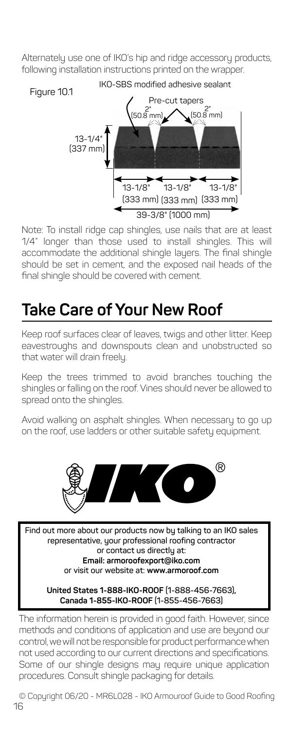Alternately use one of IKO's hip and ridge accessory products, following installation instructions printed on the wrapper.

Figure 10.1

IKO-SBS modified adhesive sealant

Pre-cut tapers

2" (50.8 mm)

2" (50.8 mm)

13-1/4" (337 mm)

13-1/8" (333 mm)

13-1/8" (333 mm)

13-1/8" (333 mm)

39-3/8" (1000 mm)

Note: To install ridge cap shingles, use nails that are at least 1/4" longer than those used to install shingles. This will accommodate the additional shingle layers. The final shingle should be set in cement, and the exposed nail heads of the final shingle should be covered with cement.

## Take Care of Your New Roof

Keep roof surfaces clear of leaves, twigs and other litter. Keep eavestroughs and downspouts clean and unobstructed so that water will drain freely.

Keep the trees trimmed to avoid branches touching the shingles or falling on the roof. Vines should never be allowed to spread onto the shingles.

Avoid walking on asphalt shingles. When necessary to go up on the roof, use ladders or other suitable safety equipment.

**Find out more about our products now by talking to an IKO sales representative, your professional roofing contractor or contact us directly at:**
**Email: armoroofexport@iko.com**
**or visit our website at: www.armoroof.com**

**United States 1-888-IKO-ROOF** (1-888-456-7663),
**Canada 1-855-IKO-ROOF** (1-855-456-7663)

The information herein is provided in good faith. However, since methods and conditions of application and use are beyond our control, we will not be responsible for product performance when not used according to our current directions and specifications. Some of our shingle designs may require unique application procedures. Consult shingle packaging for details.

© Copyright 06/20 - MR6L028 - IKO Armouroof Guide to Good Roofing